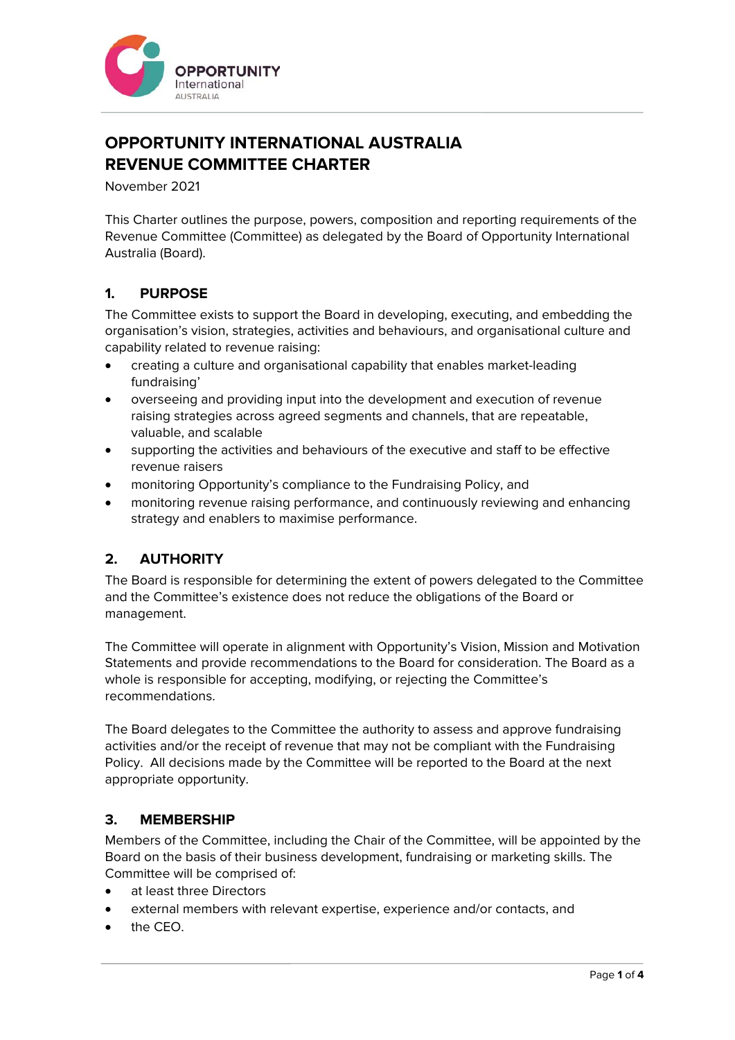# OPPORTUNITY INTERNATIONAL AUSTRALIA
# REVENUE COMMITTEE CHARTER

November 2021

This Charter outlines the purpose, powers, composition and reporting requirements of the Revenue Committee (Committee) as delegated by the Board of Opportunity International Australia (Board).

## 1. PURPOSE

The Committee exists to support the Board in developing, executing, and embedding the organisation's vision, strategies, activities and behaviours, and organisational culture and capability related to revenue raising:

- creating a culture and organisational capability that enables market-leading fundraising'
- overseeing and providing input into the development and execution of revenue raising strategies across agreed segments and channels, that are repeatable, valuable, and scalable
- supporting the activities and behaviours of the executive and staff to be effective revenue raisers
- monitoring Opportunity's compliance to the Fundraising Policy, and
- monitoring revenue raising performance, and continuously reviewing and enhancing strategy and enablers to maximise performance.

## 2. AUTHORITY

The Board is responsible for determining the extent of powers delegated to the Committee and the Committee's existence does not reduce the obligations of the Board or management.

The Committee will operate in alignment with Opportunity's Vision, Mission and Motivation Statements and provide recommendations to the Board for consideration. The Board as a whole is responsible for accepting, modifying, or rejecting the Committee's recommendations.

The Board delegates to the Committee the authority to assess and approve fundraising activities and/or the receipt of revenue that may not be compliant with the Fundraising Policy. All decisions made by the Committee will be reported to the Board at the next appropriate opportunity.

## 3. MEMBERSHIP

Members of the Committee, including the Chair of the Committee, will be appointed by the Board on the basis of their business development, fundraising or marketing skills. The Committee will be comprised of:

- at least three Directors
- external members with relevant expertise, experience and/or contacts, and
- the CEO.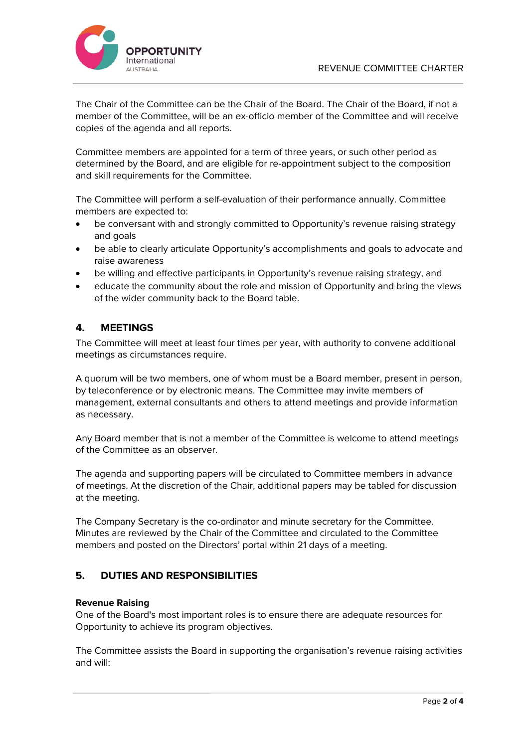The Chair of the Committee can be the Chair of the Board. The Chair of the Board, if not a member of the Committee, will be an ex-officio member of the Committee and will receive copies of the agenda and all reports.

Committee members are appointed for a term of three years, or such other period as determined by the Board, and are eligible for re-appointment subject to the composition and skill requirements for the Committee.

The Committee will perform a self-evaluation of their performance annually. Committee members are expected to:

- be conversant with and strongly committed to Opportunity's revenue raising strategy and goals
- be able to clearly articulate Opportunity's accomplishments and goals to advocate and raise awareness
- be willing and effective participants in Opportunity's revenue raising strategy, and
- educate the community about the role and mission of Opportunity and bring the views of the wider community back to the Board table.

## 4. MEETINGS

The Committee will meet at least four times per year, with authority to convene additional meetings as circumstances require.

A quorum will be two members, one of whom must be a Board member, present in person, by teleconference or by electronic means. The Committee may invite members of management, external consultants and others to attend meetings and provide information as necessary.

Any Board member that is not a member of the Committee is welcome to attend meetings of the Committee as an observer.

The agenda and supporting papers will be circulated to Committee members in advance of meetings. At the discretion of the Chair, additional papers may be tabled for discussion at the meeting.

The Company Secretary is the co-ordinator and minute secretary for the Committee. Minutes are reviewed by the Chair of the Committee and circulated to the Committee members and posted on the Directors' portal within 21 days of a meeting.

## 5. DUTIES AND RESPONSIBILITIES

**Revenue Raising**

One of the Board's most important roles is to ensure there are adequate resources for Opportunity to achieve its program objectives.

The Committee assists the Board in supporting the organisation's revenue raising activities and will: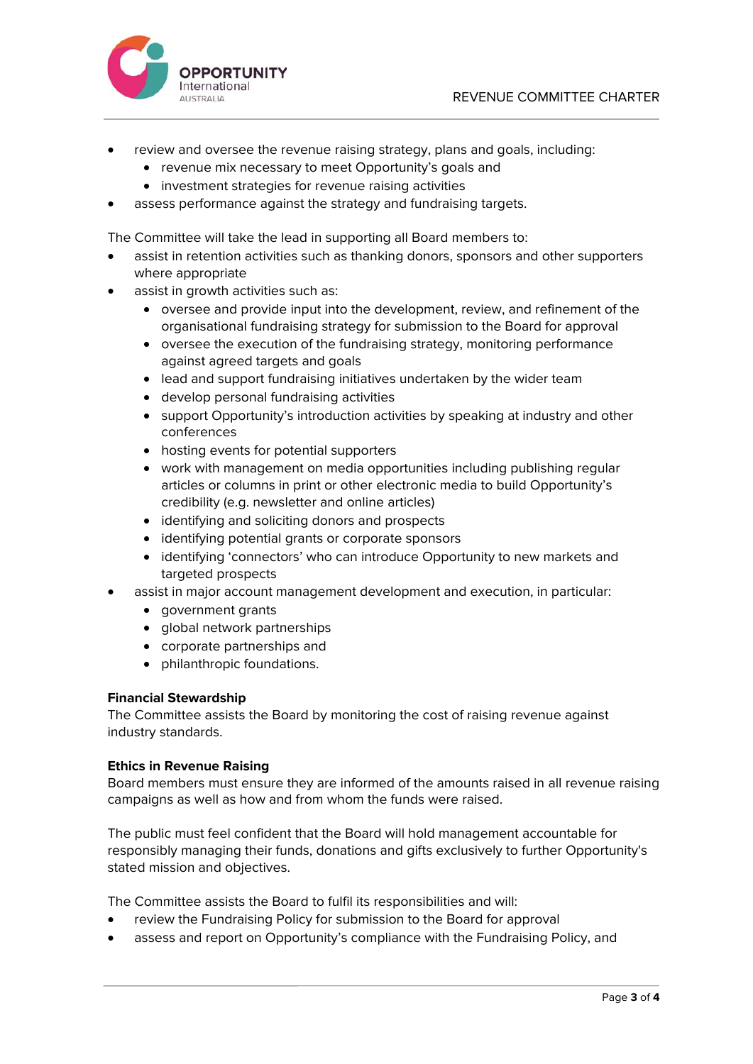- review and oversee the revenue raising strategy, plans and goals, including:
  - revenue mix necessary to meet Opportunity's goals and
  - investment strategies for revenue raising activities
- assess performance against the strategy and fundraising targets.

The Committee will take the lead in supporting all Board members to:

- assist in retention activities such as thanking donors, sponsors and other supporters where appropriate
- assist in growth activities such as:
  - oversee and provide input into the development, review, and refinement of the organisational fundraising strategy for submission to the Board for approval
  - oversee the execution of the fundraising strategy, monitoring performance against agreed targets and goals
  - lead and support fundraising initiatives undertaken by the wider team
  - develop personal fundraising activities
  - support Opportunity's introduction activities by speaking at industry and other conferences
  - hosting events for potential supporters
  - work with management on media opportunities including publishing regular articles or columns in print or other electronic media to build Opportunity's credibility (e.g. newsletter and online articles)
  - identifying and soliciting donors and prospects
  - identifying potential grants or corporate sponsors
  - identifying 'connectors' who can introduce Opportunity to new markets and targeted prospects
- assist in major account management development and execution, in particular:
  - government grants
  - global network partnerships
  - corporate partnerships and
  - philanthropic foundations.

**Financial Stewardship**

The Committee assists the Board by monitoring the cost of raising revenue against industry standards.

**Ethics in Revenue Raising**

Board members must ensure they are informed of the amounts raised in all revenue raising campaigns as well as how and from whom the funds were raised.

The public must feel confident that the Board will hold management accountable for responsibly managing their funds, donations and gifts exclusively to further Opportunity's stated mission and objectives.

The Committee assists the Board to fulfil its responsibilities and will:

- review the Fundraising Policy for submission to the Board for approval
- assess and report on Opportunity's compliance with the Fundraising Policy, and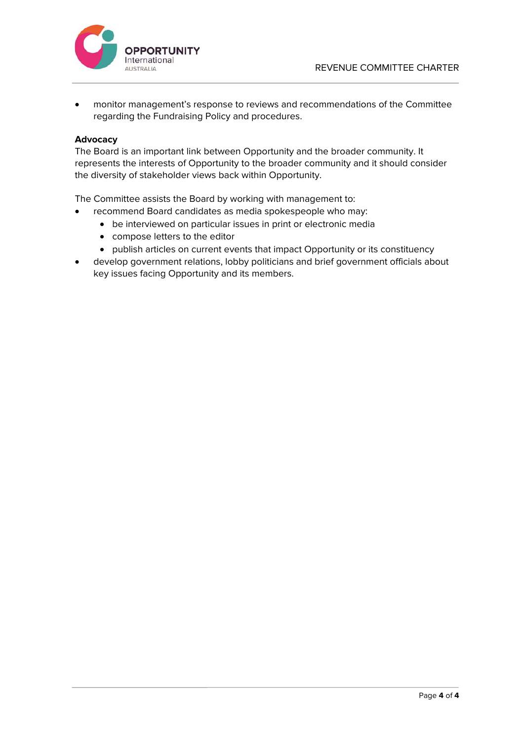- monitor management's response to reviews and recommendations of the Committee regarding the Fundraising Policy and procedures.

**Advocacy**

The Board is an important link between Opportunity and the broader community. It represents the interests of Opportunity to the broader community and it should consider the diversity of stakeholder views back within Opportunity.

The Committee assists the Board by working with management to:

- recommend Board candidates as media spokespeople who may:
  - be interviewed on particular issues in print or electronic media
  - compose letters to the editor
  - publish articles on current events that impact Opportunity or its constituency
- develop government relations, lobby politicians and brief government officials about key issues facing Opportunity and its members.